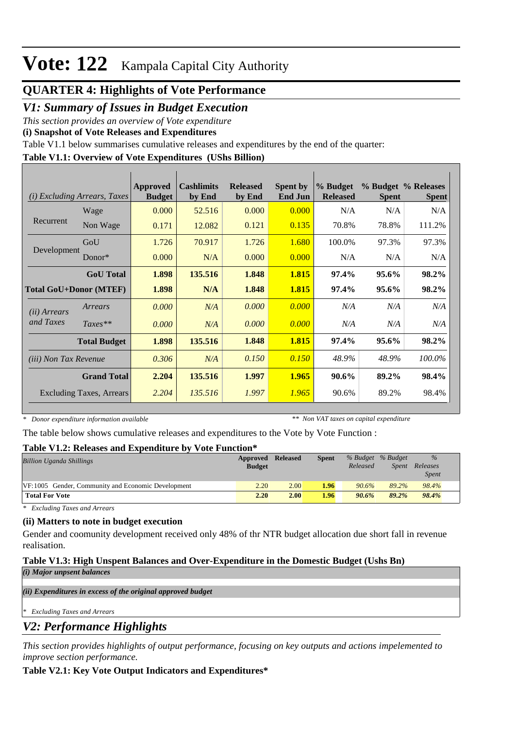# Vote: 122 Kampala Capital City Authority

## QUARTER 4: Highlights of Vote Performance

## *V1: Summary of Issues in Budget Execution*

*This section provides an overview of Vote expenditure*

**(i) Snapshot of Vote Releases and Expenditures**

Table V1.1 below summarises cumulative releases and expenditures by the end of the quarter:

**Table V1.1: Overview of Vote Expenditures (UShs Billion)**

| *(i) Excluding Arrears, Taxes* | | Approved Budget | Cashlimits by End | Released by End | Spent by End Jun | % Budget Released | % Budget Spent | % Releases Spent |
|---|---|---|---|---|---|---|---|---|
| Recurrent | Wage | 0.000 | 52.516 | 0.000 | 0.000 | N/A | N/A | N/A |
| | Non Wage | 0.171 | 12.082 | 0.121 | 0.135 | 70.8% | 78.8% | 111.2% |
| Development | GoU | 1.726 | 70.917 | 1.726 | 1.680 | 100.0% | 97.3% | 97.3% |
| | Donor* | 0.000 | N/A | 0.000 | 0.000 | N/A | N/A | N/A |
| | **GoU Total** | **1.898** | **135.516** | **1.848** | **1.815** | **97.4%** | **95.6%** | **98.2%** |
| **Total GoU+Donor (MTEF)** | | **1.898** | **N/A** | **1.848** | **1.815** | **97.4%** | **95.6%** | **98.2%** |
| *(ii) Arrears and Taxes* | *Arrears* | *0.000* | *N/A* | *0.000* | *0.000* | *N/A* | *N/A* | *N/A* |
| | *Taxes*** | *0.000* | *N/A* | *0.000* | *0.000* | *N/A* | *N/A* | *N/A* |
| | **Total Budget** | **1.898** | **135.516** | **1.848** | **1.815** | **97.4%** | **95.6%** | **98.2%** |
| *(iii) Non Tax Revenue* | | *0.306* | *N/A* | *0.150* | *0.150* | *48.9%* | *48.9%* | *100.0%* |
| | **Grand Total** | **2.204** | **135.516** | **1.997** | **1.965** | **90.6%** | **89.2%** | **98.4%** |
| | Excluding Taxes, Arrears | *2.204* | *135.516* | *1.997* | *1.965* | 90.6% | 89.2% | 98.4% |

*\* Donor expenditure information available* &nbsp;&nbsp;&nbsp;&nbsp; *\*\* Non VAT taxes on capital expenditure*

The table below shows cumulative releases and expenditures to the Vote by Vote Function :

**Table V1.2: Releases and Expenditure by Vote Function\***

| *Billion Uganda Shillings* | Approved Budget | Released | Spent | *% Budget Released* | *% Budget Spent* | *% Releases Spent* |
|---|---|---|---|---|---|---|
| VF:1005 Gender, Community and Economic Development | 2.20 | 2.00 | **1.96** | *90.6%* | *89.2%* | *98.4%* |
| **Total For Vote** | **2.20** | **2.00** | **1.96** | ***90.6%*** | ***89.2%*** | ***98.4%*** |

*\* Excluding Taxes and Arrears*

**(ii) Matters to note in budget execution**

Gender and coomunity development received only 48% of thr NTR budget allocation due short fall in revenue realisation.

**Table V1.3: High Unspent Balances and Over-Expenditure in the Domestic Budget (Ushs Bn)**

***(i) Major unpsent balances***

***(ii) Expenditures in excess of the original approved budget***

*\* Excluding Taxes and Arrears*

## *V2: Performance Highlights*

*This section provides highlights of output performance, focusing on key outputs and actions impelemented to improve section performance.*

**Table V2.1: Key Vote Output Indicators and Expenditures\***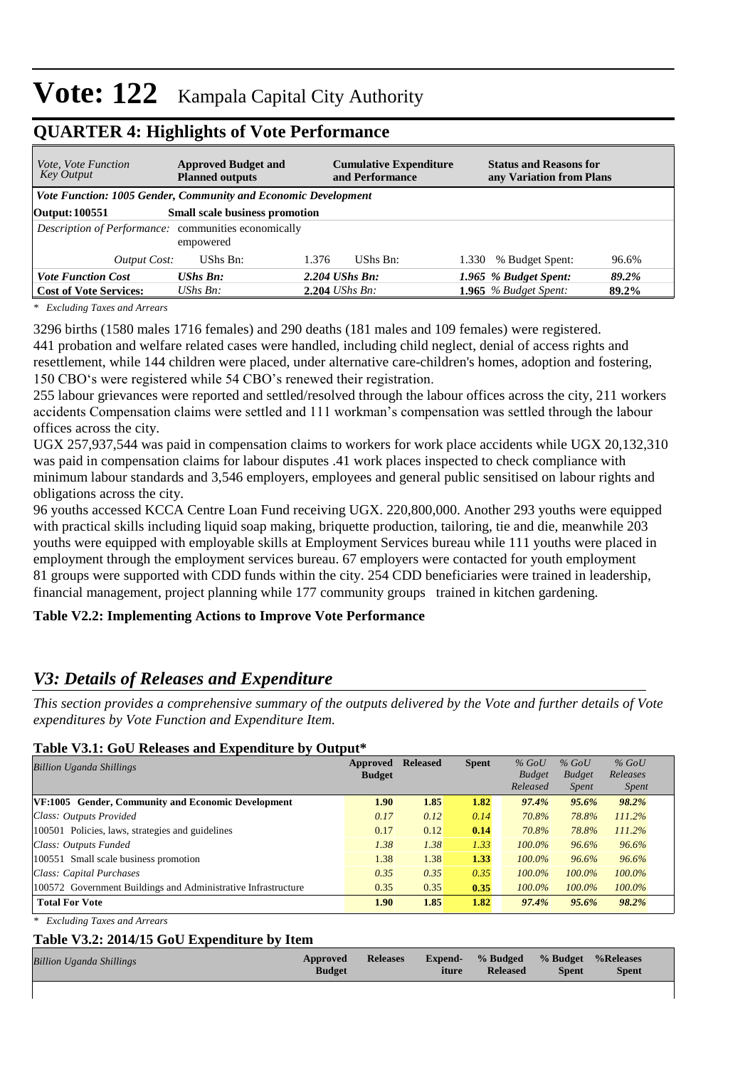# Vote: 122 Kampala Capital City Authority

## QUARTER 4: Highlights of Vote Performance

| *Vote, Vote Function Key Output* | **Approved Budget and Planned outputs** | | **Cumulative Expenditure and Performance** | | **Status and Reasons for any Variation from Plans** | |
|---|---|---|---|---|---|---|
| ***Vote Function: 1005 Gender, Community and Economic Development*** | | | | | | |
| **Output: 100551** | **Small scale business promotion** | | | | | |
| *Description of Performance:* | communities economically empowered | | | | | |
| *Output Cost:* | UShs Bn: | 1.376 | UShs Bn: | 1.330 | % Budget Spent: | 96.6% |
| ***Vote Function Cost*** | ***UShs Bn:*** | ***2.204*** | ***UShs Bn:*** | ***1.965*** | ***% Budget Spent:*** | ***89.2%*** |
| **Cost of Vote Services:** | *UShs Bn:* | **2.204** | *UShs Bn:* | **1.965** | *% Budget Spent:* | **89.2%** |

*\* Excluding Taxes and Arrears*

3296 births (1580 males 1716 females) and 290 deaths (181 males and 109 females) were registered.
441 probation and welfare related cases were handled, including child neglect, denial of access rights and resettlement, while 144 children were placed, under alternative care-children's homes, adoption and fostering, 150 CBO's were registered while 54 CBO's renewed their registration.
255 labour grievances were reported and settled/resolved through the labour offices across the city, 211 workers accidents Compensation claims were settled and 111 workman's compensation was settled through the labour offices across the city.
UGX 257,937,544 was paid in compensation claims to workers for work place accidents while UGX 20,132,310 was paid in compensation claims for labour disputes .41 work places inspected to check compliance with minimum labour standards and 3,546 employers, employees and general public sensitised on labour rights and obligations across the city.
96 youths accessed KCCA Centre Loan Fund receiving UGX. 220,800,000. Another 293 youths were equipped with practical skills including liquid soap making, briquette production, tailoring, tie and die, meanwhile 203 youths were equipped with employable skills at Employment Services bureau while 111 youths were placed in employment through the employment services bureau. 67 employers were contacted for youth employment
81 groups were supported with CDD funds within the city. 254 CDD beneficiaries were trained in leadership, financial management, project planning while 177 community groups trained in kitchen gardening.

**Table V2.2: Implementing Actions to Improve Vote Performance**

## *V3: Details of Releases and Expenditure*

*This section provides a comprehensive summary of the outputs delivered by the Vote and further details of Vote expenditures by Vote Function and Expenditure Item.*

**Table V3.1: GoU Releases and Expenditure by Output\***

| *Billion Uganda Shillings* | **Approved Budget** | **Released** | **Spent** | *% GoU Budget Released* | *% GoU Budget Spent* | *% GoU Releases Spent* |
|---|---|---|---|---|---|---|
| **VF:1005 Gender, Community and Economic Development** | **1.90** | **1.85** | **1.82** | ***97.4%*** | ***95.6%*** | ***98.2%*** |
| *Class: Outputs Provided* | *0.17* | *0.12* | *0.14* | *70.8%* | *78.8%* | *111.2%* |
| 100501 Policies, laws, strategies and guidelines | 0.17 | 0.12 | **0.14** | *70.8%* | *78.8%* | *111.2%* |
| *Class: Outputs Funded* | *1.38* | *1.38* | *1.33* | *100.0%* | *96.6%* | *96.6%* |
| 100551 Small scale business promotion | 1.38 | 1.38 | **1.33** | *100.0%* | *96.6%* | *96.6%* |
| *Class: Capital Purchases* | *0.35* | *0.35* | *0.35* | *100.0%* | *100.0%* | *100.0%* |
| 100572 Government Buildings and Administrative Infrastructure | 0.35 | 0.35 | **0.35** | *100.0%* | *100.0%* | *100.0%* |
| **Total For Vote** | **1.90** | **1.85** | **1.82** | ***97.4%*** | ***95.6%*** | ***98.2%*** |

*\* Excluding Taxes and Arrears*

**Table V3.2: 2014/15 GoU Expenditure by Item**

| *Billion Uganda Shillings* | **Approved Budget** | **Releases** | **Expend-iture** | **% Budged Released** | **% Budget Spent** | **%Releases Spent** |
|---|---|---|---|---|---|---|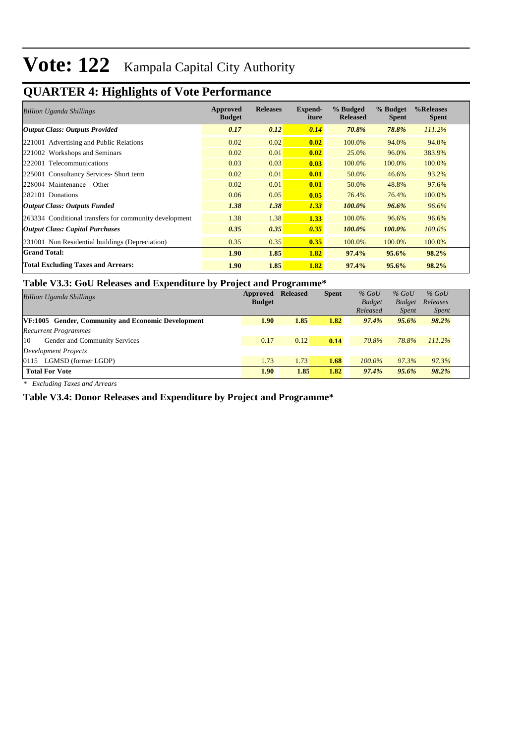# Vote: 122 Kampala Capital City Authority

## QUARTER 4: Highlights of Vote Performance

| *Billion Uganda Shillings* | Approved Budget | Releases | Expend-iture | % Budged Released | % Budget Spent | %Releases Spent |
|---|---|---|---|---|---|---|
| ***Output Class: Outputs Provided*** | ***0.17*** | ***0.12*** | ***0.14*** | ***70.8%*** | ***78.8%*** | *111.2%* |
| 221001 Advertising and Public Relations | 0.02 | 0.02 | **0.02** | 100.0% | 94.0% | 94.0% |
| 221002 Workshops and Seminars | 0.02 | 0.01 | **0.02** | 25.0% | 96.0% | 383.9% |
| 222001 Telecommunications | 0.03 | 0.03 | **0.03** | 100.0% | 100.0% | 100.0% |
| 225001 Consultancy Services- Short term | 0.02 | 0.01 | **0.01** | 50.0% | 46.6% | 93.2% |
| 228004 Maintenance – Other | 0.02 | 0.01 | **0.01** | 50.0% | 48.8% | 97.6% |
| 282101 Donations | 0.06 | 0.05 | **0.05** | 76.4% | 76.4% | 100.0% |
| ***Output Class: Outputs Funded*** | ***1.38*** | ***1.38*** | ***1.33*** | ***100.0%*** | ***96.6%*** | *96.6%* |
| 263334 Conditional transfers for community development | 1.38 | 1.38 | **1.33** | 100.0% | 96.6% | 96.6% |
| ***Output Class: Capital Purchases*** | ***0.35*** | ***0.35*** | ***0.35*** | ***100.0%*** | ***100.0%*** | *100.0%* |
| 231001 Non Residential buildings (Depreciation) | 0.35 | 0.35 | **0.35** | 100.0% | 100.0% | 100.0% |
| **Grand Total:** | **1.90** | **1.85** | **1.82** | **97.4%** | **95.6%** | **98.2%** |
| **Total Excluding Taxes and Arrears:** | **1.90** | **1.85** | **1.82** | **97.4%** | **95.6%** | **98.2%** |

### Table V3.3: GoU Releases and Expenditure by Project and Programme*

| *Billion Uganda Shillings* | Approved Budget | Released | Spent | *% GoU Budget Released* | *% GoU Budget Spent* | *% GoU Releases Spent* |
|---|---|---|---|---|---|---|
| **VF:1005 Gender, Community and Economic Development** | **1.90** | **1.85** | **1.82** | ***97.4%*** | ***95.6%*** | ***98.2%*** |
| *Recurrent Programmes* | | | | | | |
| 10 Gender and Community Services | 0.17 | 0.12 | **0.14** | *70.8%* | *78.8%* | *111.2%* |
| *Development Projects* | | | | | | |
| 0115 LGMSD (former LGDP) | 1.73 | 1.73 | **1.68** | *100.0%* | *97.3%* | *97.3%* |
| **Total For Vote** | **1.90** | **1.85** | **1.82** | ***97.4%*** | ***95.6%*** | ***98.2%*** |

*\* Excluding Taxes and Arrears*

### Table V3.4: Donor Releases and Expenditure by Project and Programme*